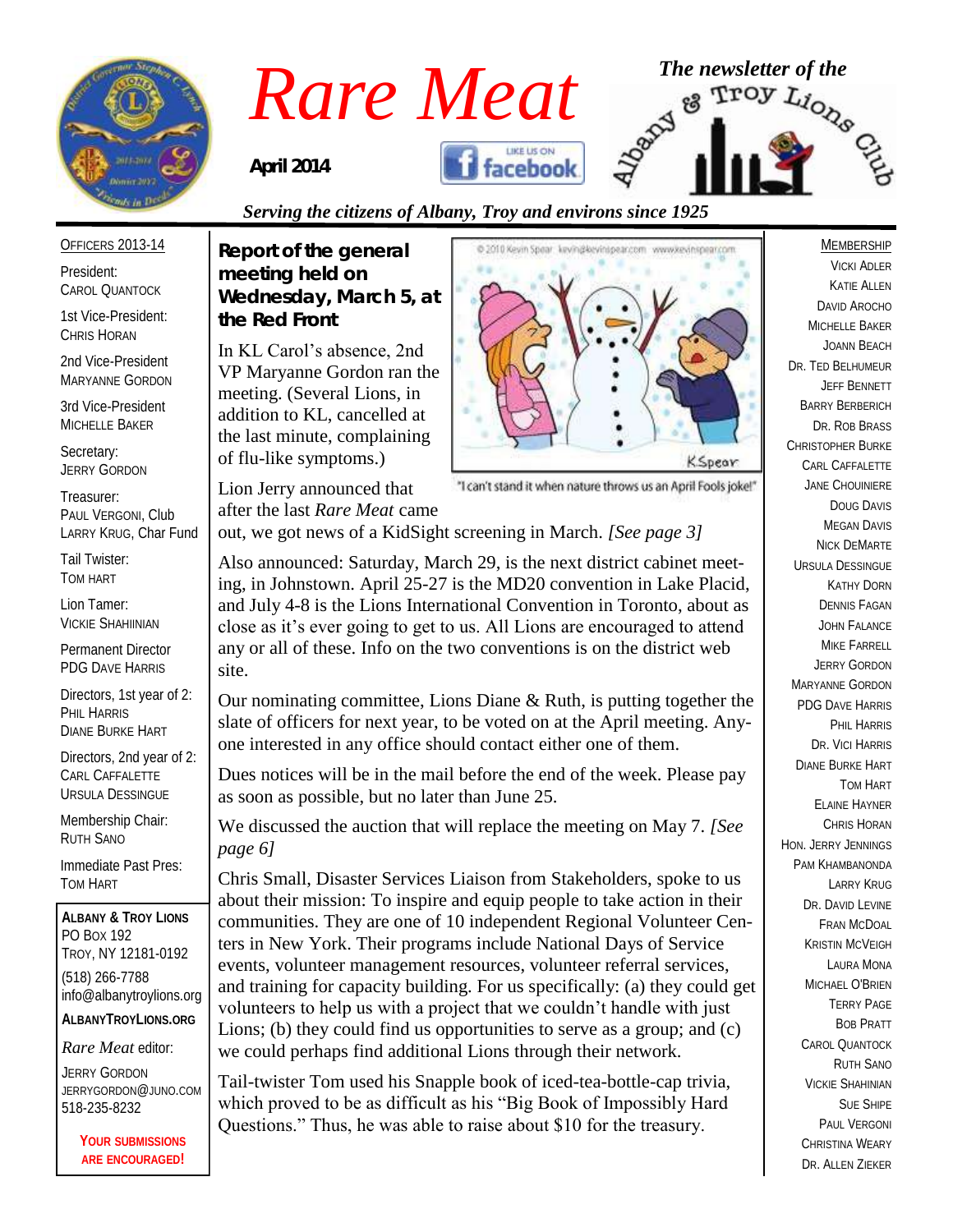# Rare Meat

*The newsletter of the Albany & Troy Lions Club*

**April 2014**

*Serving the citizens of Albany, Troy and environs since 1925*

OFFICERS 2013-14

President:
CAROL QUANTOCK

1st Vice-President:
CHRIS HORAN

2nd Vice-President
MARYANNE GORDON

3rd Vice-President
MICHELLE BAKER

Secretary:
JERRY GORDON

Treasurer:
PAUL VERGONI, Club
LARRY KRUG, Char Fund

Tail Twister:
TOM HART

Lion Tamer:
VICKIE SHAHIINIAN

Permanent Director
PDG DAVE HARRIS

Directors, 1st year of 2:
PHIL HARRIS
DIANE BURKE HART

Directors, 2nd year of 2:
CARL CAFFALETTE
URSULA DESSINGUE

Membership Chair:
RUTH SANO

Immediate Past Pres:
TOM HART

**ALBANY & TROY LIONS**
PO BOX 192
TROY, NY 12181-0192
(518) 266-7788
info@albanytroylions.org
**ALBANYTROYLIONS.ORG**

*Rare Meat* editor:
JERRY GORDON
JERRYGORDON@JUNO.COM
518-235-8232

**YOUR SUBMISSIONS ARE ENCOURAGED!**

## Report of the general meeting held on Wednesday, March 5, at the Red Front

In KL Carol's absence, 2nd VP Maryanne Gordon ran the meeting. (Several Lions, in addition to KL, cancelled at the last minute, complaining of flu-like symptoms.)

"I can't stand it when nature throws us an April Fools joke!"

Lion Jerry announced that after the last *Rare Meat* came out, we got news of a KidSight screening in March. *[See page 3]*

Also announced: Saturday, March 29, is the next district cabinet meeting, in Johnstown. April 25-27 is the MD20 convention in Lake Placid, and July 4-8 is the Lions International Convention in Toronto, about as close as it's ever going to get to us. All Lions are encouraged to attend any or all of these. Info on the two conventions is on the district web site.

Our nominating committee, Lions Diane & Ruth, is putting together the slate of officers for next year, to be voted on at the April meeting. Anyone interested in any office should contact either one of them.

Dues notices will be in the mail before the end of the week. Please pay as soon as possible, but no later than June 25.

We discussed the auction that will replace the meeting on May 7. *[See page 6]*

Chris Small, Disaster Services Liaison from Stakeholders, spoke to us about their mission: To inspire and equip people to take action in their communities. They are one of 10 independent Regional Volunteer Centers in New York. Their programs include National Days of Service events, volunteer management resources, volunteer referral services, and training for capacity building. For us specifically: (a) they could get volunteers to help us with a project that we couldn't handle with just Lions; (b) they could find us opportunities to serve as a group; and (c) we could perhaps find additional Lions through their network.

Tail-twister Tom used his Snapple book of iced-tea-bottle-cap trivia, which proved to be as difficult as his "Big Book of Impossibly Hard Questions." Thus, he was able to raise about $10 for the treasury.

MEMBERSHIP

VICKI ADLER
KATIE ALLEN
DAVID AROCHO
MICHELLE BAKER
JOANN BEACH
DR. TED BELHUMEUR
JEFF BENNETT
BARRY BERBERICH
DR. ROB BRASS
CHRISTOPHER BURKE
CARL CAFFALETTE
JANE CHOUINIERE
DOUG DAVIS
MEGAN DAVIS
NICK DEMARTE
URSULA DESSINGUE
KATHY DORN
DENNIS FAGAN
JOHN FALANCE
MIKE FARRELL
JERRY GORDON
MARYANNE GORDON
PDG DAVE HARRIS
PHIL HARRIS
DR. VICI HARRIS
DIANE BURKE HART
TOM HART
ELAINE HAYNER
CHRIS HORAN
HON. JERRY JENNINGS
PAM KHAMBANONDA
LARRY KRUG
DR. DAVID LEVINE
FRAN MCDOAL
KRISTIN MCVEIGH
LAURA MONA
MICHAEL O'BRIEN
TERRY PAGE
BOB PRATT
CAROL QUANTOCK
RUTH SANO
VICKIE SHAHINIAN
SUE SHIPE
PAUL VERGONI
CHRISTINA WEARY
DR. ALLEN ZIEKER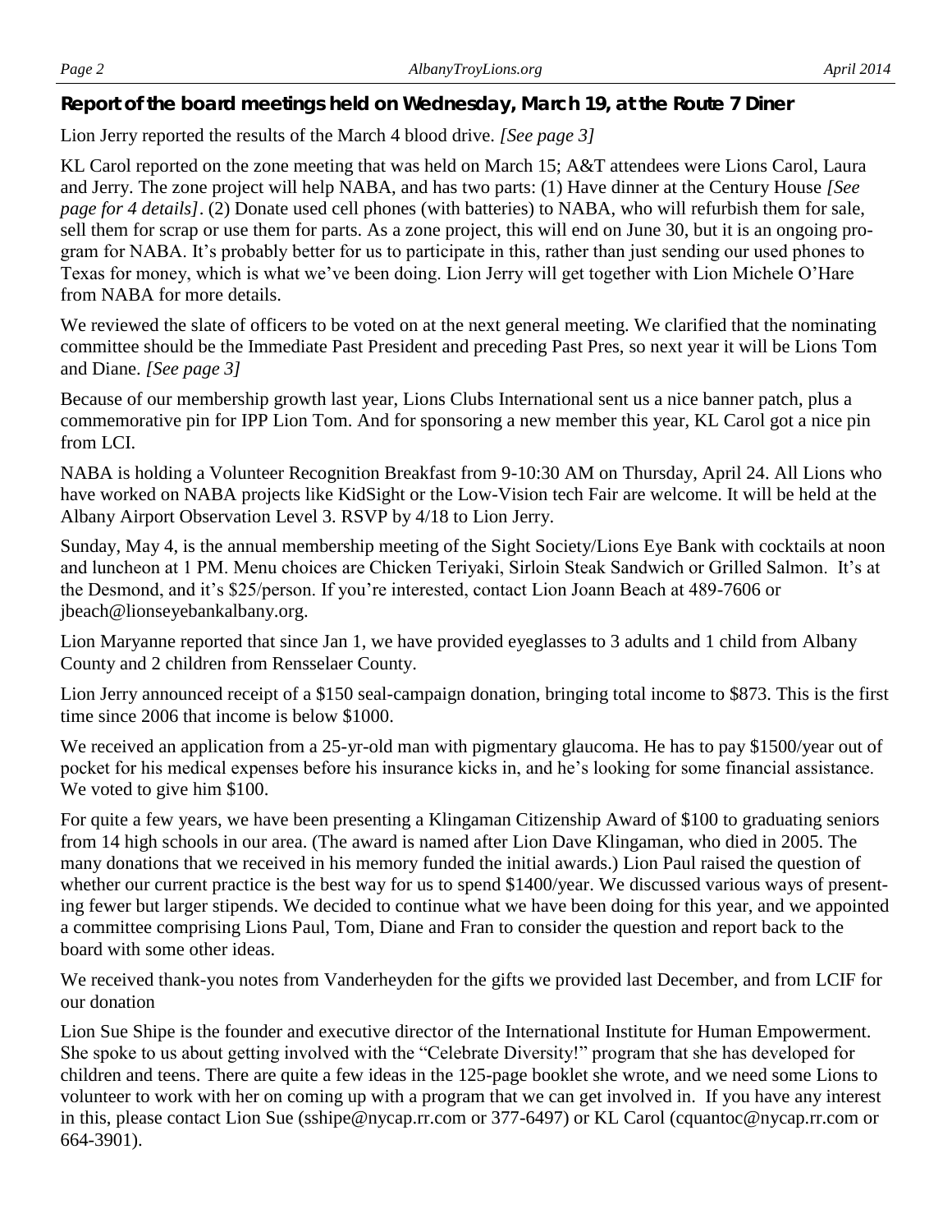## Report of the board meetings held on Wednesday, March 19, at the Route 7 Diner

Lion Jerry reported the results of the March 4 blood drive. *[See page 3]*

KL Carol reported on the zone meeting that was held on March 15; A&T attendees were Lions Carol, Laura and Jerry. The zone project will help NABA, and has two parts: (1) Have dinner at the Century House *[See page for 4 details]*. (2) Donate used cell phones (with batteries) to NABA, who will refurbish them for sale, sell them for scrap or use them for parts. As a zone project, this will end on June 30, but it is an ongoing program for NABA. It's probably better for us to participate in this, rather than just sending our used phones to Texas for money, which is what we've been doing. Lion Jerry will get together with Lion Michele O'Hare from NABA for more details.

We reviewed the slate of officers to be voted on at the next general meeting. We clarified that the nominating committee should be the Immediate Past President and preceding Past Pres, so next year it will be Lions Tom and Diane. *[See page 3]*

Because of our membership growth last year, Lions Clubs International sent us a nice banner patch, plus a commemorative pin for IPP Lion Tom. And for sponsoring a new member this year, KL Carol got a nice pin from LCI.

NABA is holding a Volunteer Recognition Breakfast from 9-10:30 AM on Thursday, April 24. All Lions who have worked on NABA projects like KidSight or the Low-Vision tech Fair are welcome. It will be held at the Albany Airport Observation Level 3. RSVP by 4/18 to Lion Jerry.

Sunday, May 4, is the annual membership meeting of the Sight Society/Lions Eye Bank with cocktails at noon and luncheon at 1 PM. Menu choices are Chicken Teriyaki, Sirloin Steak Sandwich or Grilled Salmon. It's at the Desmond, and it's $25/person. If you're interested, contact Lion Joann Beach at 489-7606 or jbeach@lionseyebankalbany.org.

Lion Maryanne reported that since Jan 1, we have provided eyeglasses to 3 adults and 1 child from Albany County and 2 children from Rensselaer County.

Lion Jerry announced receipt of a $150 seal-campaign donation, bringing total income to $873. This is the first time since 2006 that income is below $1000.

We received an application from a 25-yr-old man with pigmentary glaucoma. He has to pay $1500/year out of pocket for his medical expenses before his insurance kicks in, and he's looking for some financial assistance. We voted to give him $100.

For quite a few years, we have been presenting a Klingaman Citizenship Award of $100 to graduating seniors from 14 high schools in our area. (The award is named after Lion Dave Klingaman, who died in 2005. The many donations that we received in his memory funded the initial awards.) Lion Paul raised the question of whether our current practice is the best way for us to spend $1400/year. We discussed various ways of presenting fewer but larger stipends. We decided to continue what we have been doing for this year, and we appointed a committee comprising Lions Paul, Tom, Diane and Fran to consider the question and report back to the board with some other ideas.

We received thank-you notes from Vanderheyden for the gifts we provided last December, and from LCIF for our donation

Lion Sue Shipe is the founder and executive director of the International Institute for Human Empowerment. She spoke to us about getting involved with the "Celebrate Diversity!" program that she has developed for children and teens. There are quite a few ideas in the 125-page booklet she wrote, and we need some Lions to volunteer to work with her on coming up with a program that we can get involved in. If you have any interest in this, please contact Lion Sue (sshipe@nycap.rr.com or 377-6497) or KL Carol (cquantoc@nycap.rr.com or 664-3901).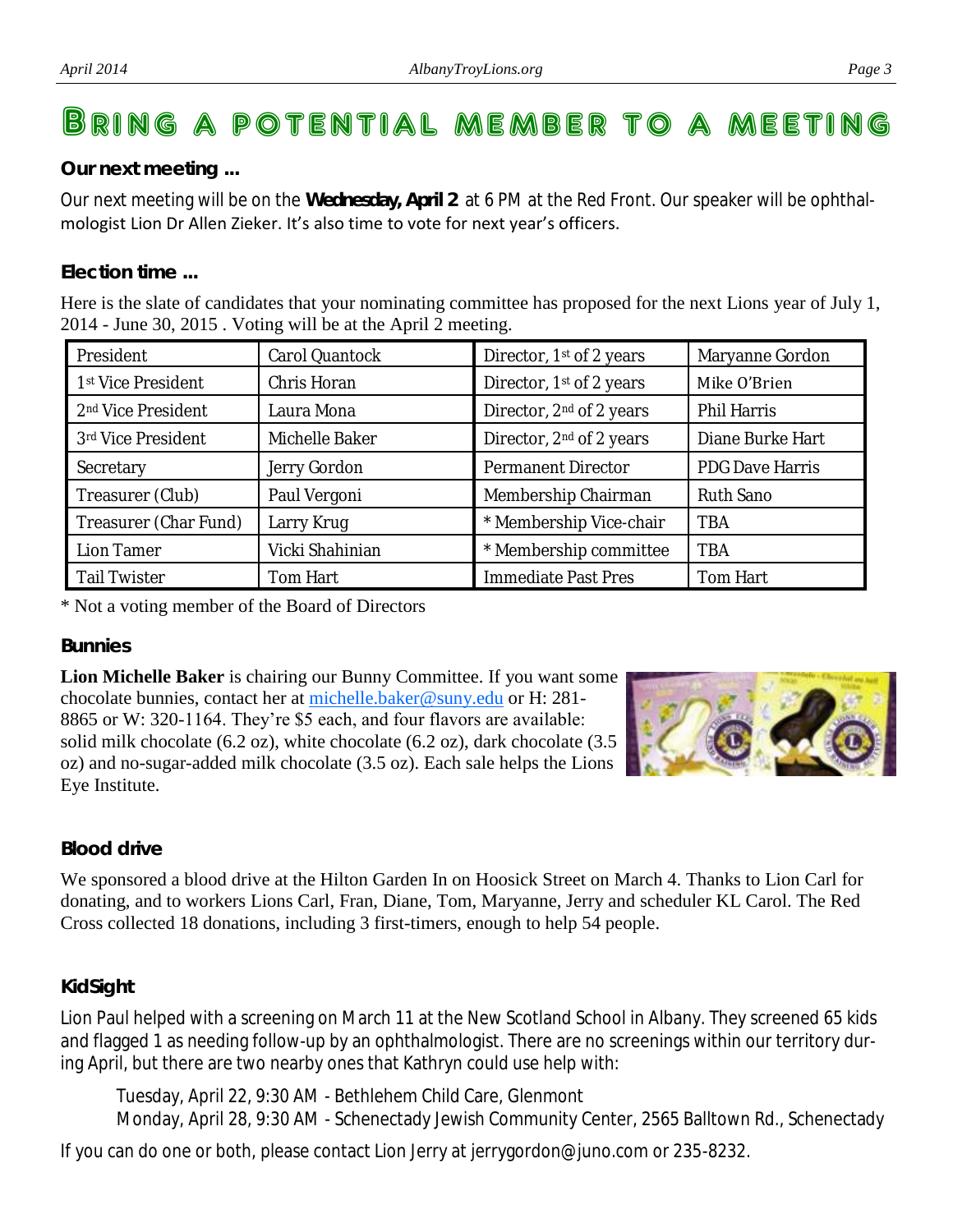# Bring a potential member to a meeting

### Our next meeting ...

Our next meeting will be on the **Wednesday, April 2** at 6 PM at the Red Front. Our speaker will be ophthalmologist Lion Dr Allen Zieker. It's also time to vote for next year's officers.

### Election time ...

Here is the slate of candidates that your nominating committee has proposed for the next Lions year of July 1, 2014 - June 30, 2015 . Voting will be at the April 2 meeting.

| | | | |
|---|---|---|---|
| President | Carol Quantock | Director, 1st of 2 years | Maryanne Gordon |
| 1st Vice President | Chris Horan | Director, 1st of 2 years | Mike O'Brien |
| 2nd Vice President | Laura Mona | Director, 2nd of 2 years | Phil Harris |
| 3rd Vice President | Michelle Baker | Director, 2nd of 2 years | Diane Burke Hart |
| Secretary | Jerry Gordon | Permanent Director | PDG Dave Harris |
| Treasurer (Club) | Paul Vergoni | Membership Chairman | Ruth Sano |
| Treasurer (Char Fund) | Larry Krug | * Membership Vice-chair | TBA |
| Lion Tamer | Vicki Shahinian | * Membership committee | TBA |
| Tail Twister | Tom Hart | Immediate Past Pres | Tom Hart |

* Not a voting member of the Board of Directors

### Bunnies

**Lion Michelle Baker** is chairing our Bunny Committee. If you want some chocolate bunnies, contact her at michelle.baker@suny.edu or H: 281-8865 or W: 320-1164. They're $5 each, and four flavors are available: solid milk chocolate (6.2 oz), white chocolate (6.2 oz), dark chocolate (3.5 oz) and no-sugar-added milk chocolate (3.5 oz). Each sale helps the Lions Eye Institute.

### Blood drive

We sponsored a blood drive at the Hilton Garden In on Hoosick Street on March 4. Thanks to Lion Carl for donating, and to workers Lions Carl, Fran, Diane, Tom, Maryanne, Jerry and scheduler KL Carol. The Red Cross collected 18 donations, including 3 first-timers, enough to help 54 people.

### KidSight

Lion Paul helped with a screening on March 11 at the New Scotland School in Albany. They screened 65 kids and flagged 1 as needing follow-up by an ophthalmologist. There are no screenings within our territory during April, but there are two nearby ones that Kathryn could use help with:

Tuesday, April 22, 9:30 AM - Bethlehem Child Care, Glenmont
Monday, April 28, 9:30 AM - Schenectady Jewish Community Center, 2565 Balltown Rd., Schenectady

If you can do one or both, please contact Lion Jerry at jerrygordon@juno.com or 235-8232.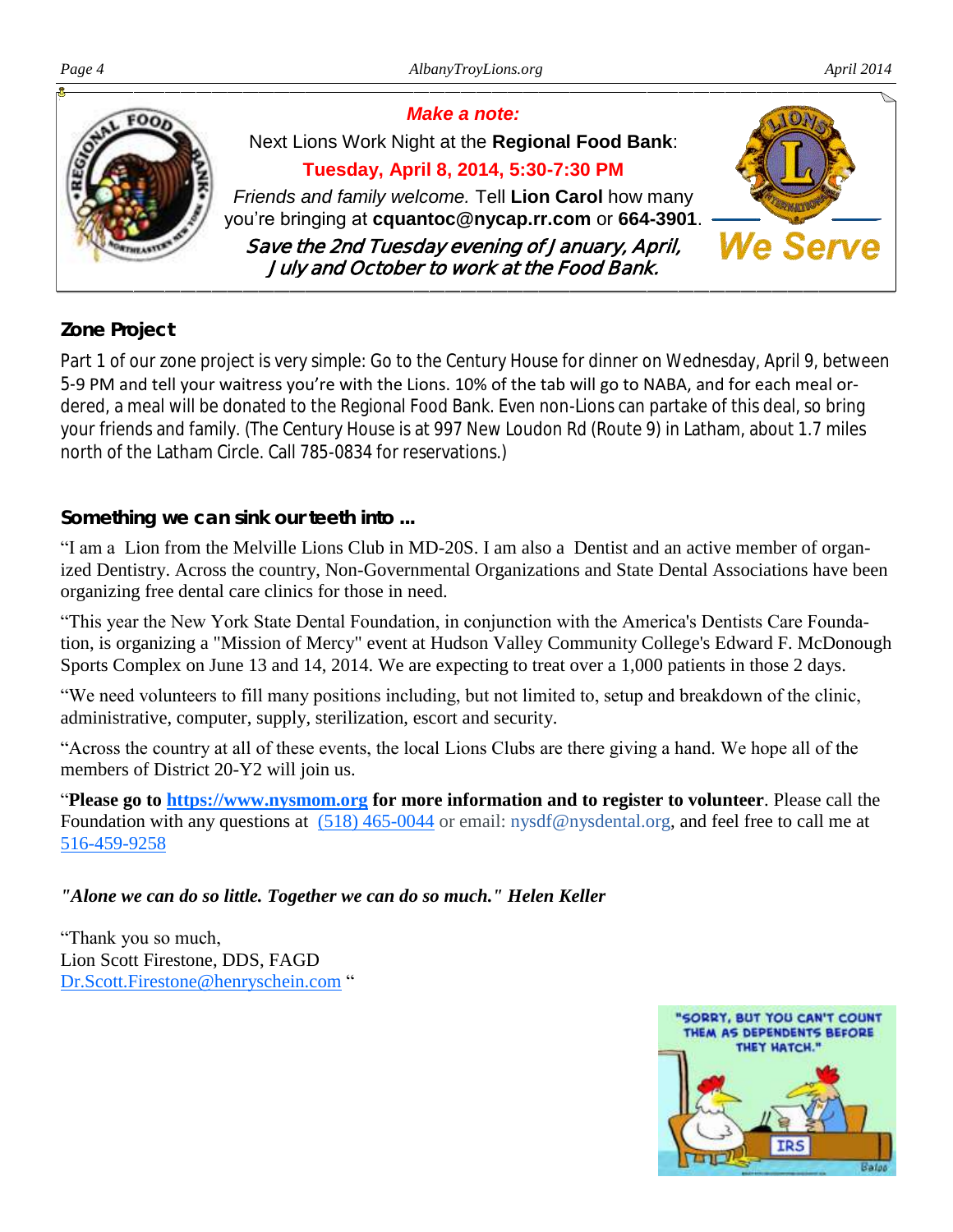**Make a note:**

Next Lions Work Night at the **Regional Food Bank**:

**Tuesday, April 8, 2014, 5:30-7:30 PM**

*Friends and family welcome.* Tell **Lion Carol** how many you're bringing at **cquantoc@nycap.rr.com** or **664-3901**.

*Save the 2nd Tuesday evening of January, April, July and October to work at the Food Bank.*

We Serve

## Zone Project

Part 1 of our zone project is very simple: Go to the Century House for dinner on Wednesday, April 9, between 5-9 PM and tell your waitress you're with the Lions. 10% of the tab will go to NABA, and for each meal ordered, a meal will be donated to the Regional Food Bank. Even non-Lions can partake of this deal, so bring your friends and family. (The Century House is at 997 New Loudon Rd (Route 9) in Latham, about 1.7 miles north of the Latham Circle. Call 785-0834 for reservations.)

## Something we can sink our teeth into ...

"I am a Lion from the Melville Lions Club in MD-20S. I am also a Dentist and an active member of organized Dentistry. Across the country, Non-Governmental Organizations and State Dental Associations have been organizing free dental care clinics for those in need.

"This year the New York State Dental Foundation, in conjunction with the America's Dentists Care Foundation, is organizing a "Mission of Mercy" event at Hudson Valley Community College's Edward F. McDonough Sports Complex on June 13 and 14, 2014. We are expecting to treat over a 1,000 patients in those 2 days.

"We need volunteers to fill many positions including, but not limited to, setup and breakdown of the clinic, administrative, computer, supply, sterilization, escort and security.

"Across the country at all of these events, the local Lions Clubs are there giving a hand. We hope all of the members of District 20-Y2 will join us.

"**Please go to https://www.nysmom.org for more information and to register to volunteer**. Please call the Foundation with any questions at (518) 465-0044 or email: nysdf@nysdental.org, and feel free to call me at 516-459-9258

***"Alone we can do so little. Together we can do so much." Helen Keller***

"Thank you so much,
Lion Scott Firestone, DDS, FAGD
Dr.Scott.Firestone@henryschein.com "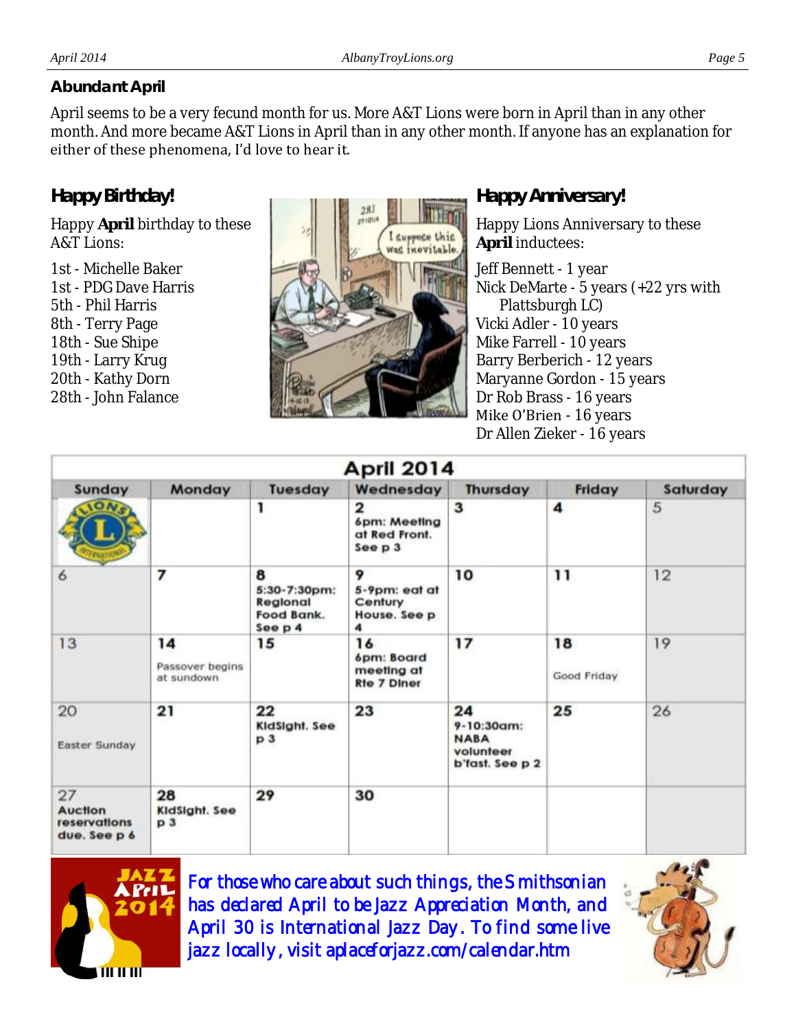### Abundant April

April seems to be a very fecund month for us. More A&T Lions were born in April than in any other month. And more became A&T Lions in April than in any other month. If anyone has an explanation for either of these phenomena, I'd love to hear it.

### Happy Birthday!

Happy **April** birthday to these A&T Lions:

1st - Michelle Baker
1st - PDG Dave Harris
5th - Phil Harris
8th - Terry Page
18th - Sue Shipe
19th - Larry Krug
20th - Kathy Dorn
28th - John Falance

### Happy Anniversary!

Happy Lions Anniversary to these **April** inductees:

Jeff Bennett - 1 year
Nick DeMarte - 5 years (+22 yrs with Plattsburgh LC)
Vicki Adler - 10 years
Mike Farrell - 10 years
Barry Berberich - 12 years
Maryanne Gordon - 15 years
Dr Rob Brass - 16 years
Mike O'Brien - 16 years
Dr Allen Zieker - 16 years

**April 2014**

| Sunday | Monday | Tuesday | Wednesday | Thursday | Friday | Saturday |
|---|---|---|---|---|---|---|
| | | 1 | 2 6pm: Meeting at Red Front. See p 3 | 3 | 4 | 5 |
| 6 | 7 | 8 5:30-7:30pm: Regional Food Bank. See p 4 | 9 5-9pm: eat at Century House. See p 4 | 10 | 11 | 12 |
| 13 | 14 Passover begins at sundown | 15 | 16 6pm: Board meeting at Rte 7 Diner | 17 | 18 Good Friday | 19 |
| 20 Easter Sunday | 21 | 22 KidSight. See p 3 | 23 | 24 9-10:30am: NABA volunteer b'fast. See p 2 | 25 | 26 |
| 27 Auction reservations due. See p 6 | 28 KidSight. See p 3 | 29 | 30 | | | |

*For those who care about such things, the Smithsonian has declared April to be Jazz Appreciation Month, and April 30 is International Jazz Day. To find some live jazz locally, visit aplaceforjazz.com/calendar.htm*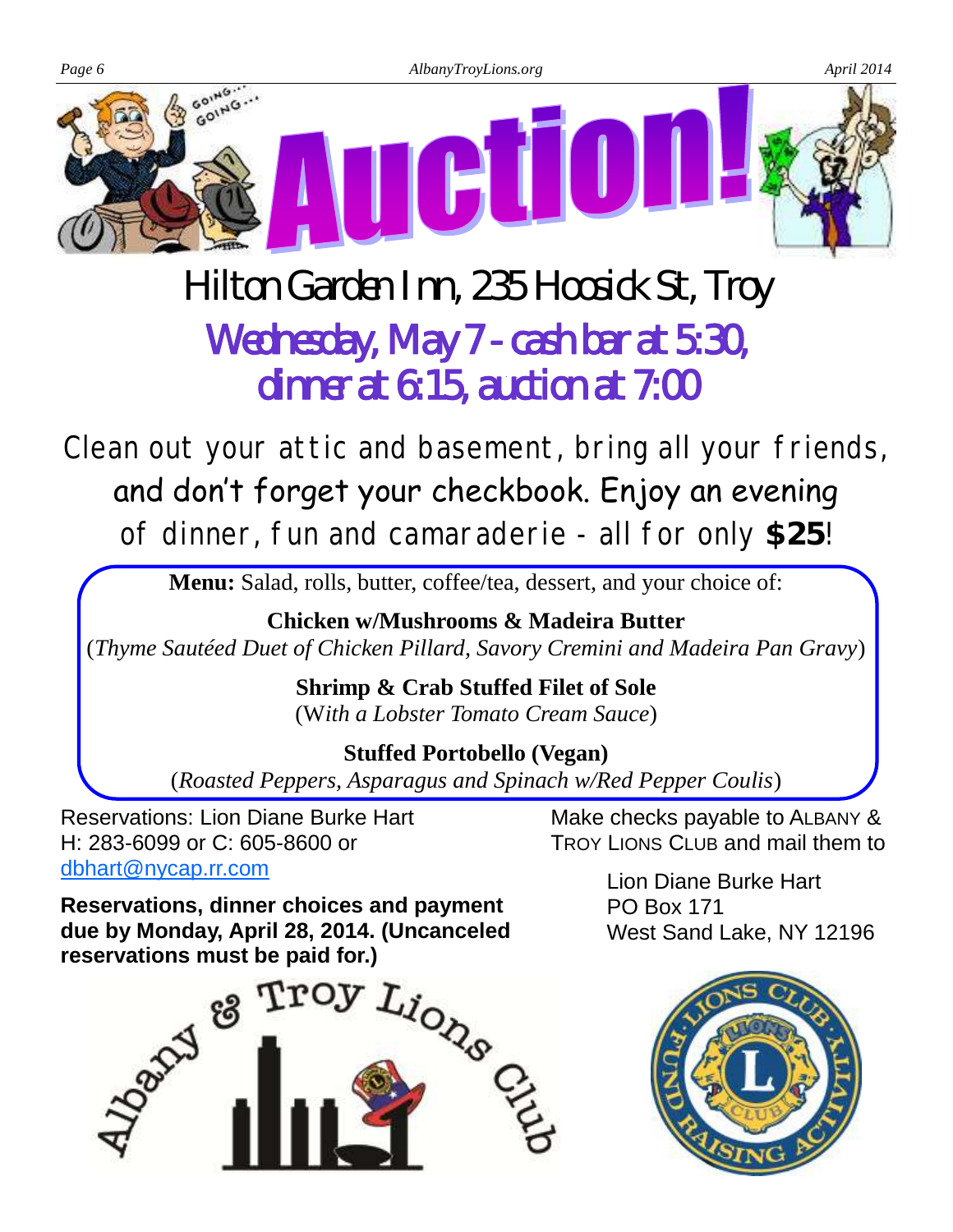# Auction!

## Hilton Garden Inn, 235 Hoosick St, Troy

### Wednesday, May 7 - cash bar at 5:30, dinner at 6:15, auction at 7:00

Clean out your attic and basement, bring all your friends, and don't forget your checkbook. Enjoy an evening of dinner, fun and camaraderie - all for only **$25**!

**Menu:** Salad, rolls, butter, coffee/tea, dessert, and your choice of:

**Chicken w/Mushrooms & Madeira Butter**
(*Thyme Sautéed Duet of Chicken Pillard, Savory Cremini and Madeira Pan Gravy*)

**Shrimp & Crab Stuffed Filet of Sole**
(*With a Lobster Tomato Cream Sauce*)

**Stuffed Portobello (Vegan)**
(*Roasted Peppers, Asparagus and Spinach w/Red Pepper Coulis*)

Reservations: Lion Diane Burke Hart
H: 283-6099 or C: 605-8600 or
dbhart@nycap.rr.com

**Reservations, dinner choices and payment due by Monday, April 28, 2014. (Uncanceled reservations must be paid for.)**

Make checks payable to ALBANY & TROY LIONS CLUB and mail them to

Lion Diane Burke Hart
PO Box 171
West Sand Lake, NY 12196